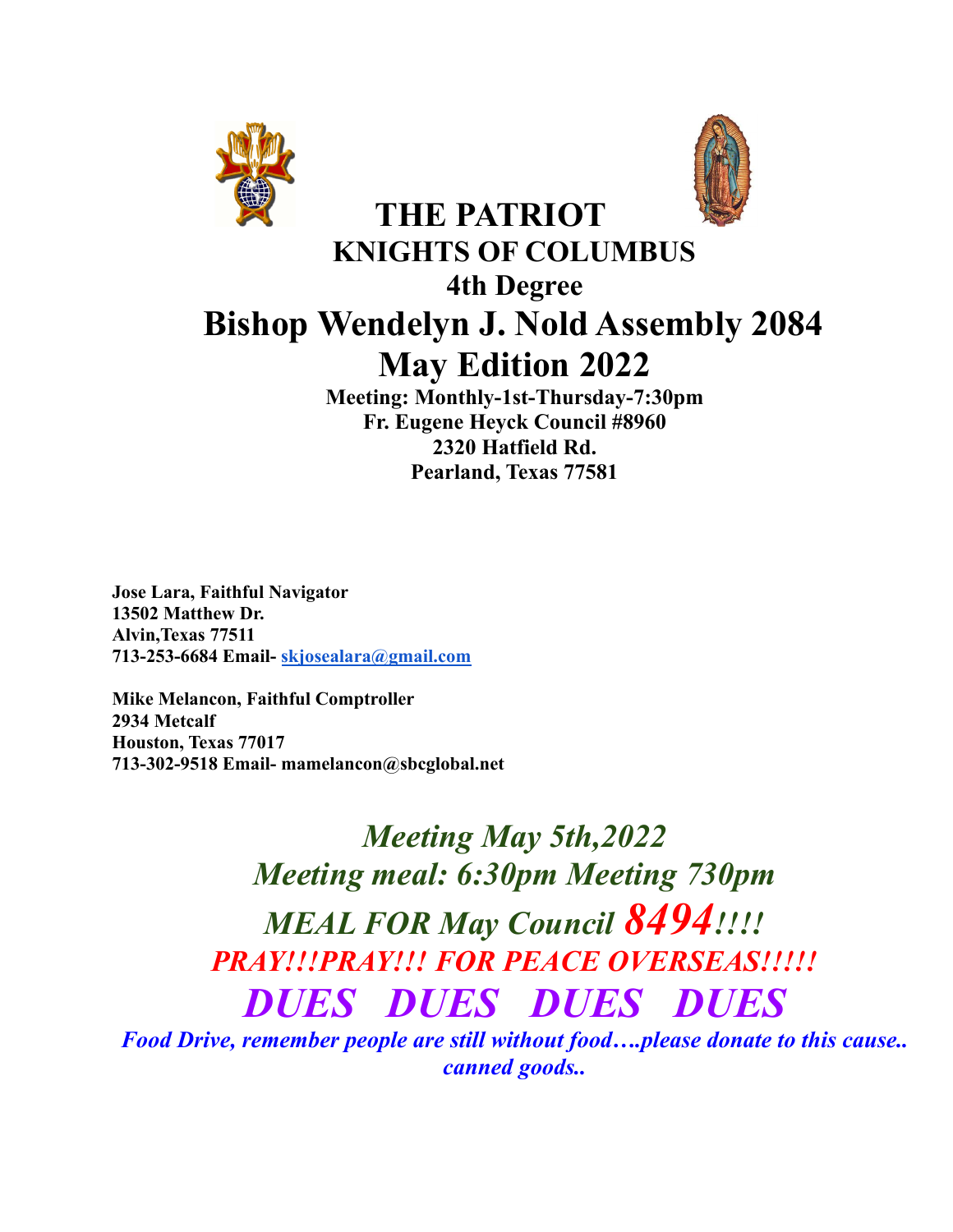# THE PATRIOT

## KNIGHTS OF COLUMBUS

### 4th Degree

# Bishop Wendelyn J. Nold Assembly 2084

# May Edition 2022

**Meeting: Monthly-1st-Thursday-7:30pm**
**Fr. Eugene Heyck Council #8960**
**2320 Hatfield Rd.**
**Pearland, Texas 77581**

**Jose Lara, Faithful Navigator**
**13502 Matthew Dr.**
**Alvin,Texas 77511**
**713-253-6684 Email- skjosealara@gmail.com**

**Mike Melancon, Faithful Comptroller**
**2934 Metcalf**
**Houston, Texas 77017**
**713-302-9518 Email- mamelancon@sbcglobal.net**

***Meeting May 5th,2022***

***Meeting meal: 6:30pm Meeting 730pm***

***MEAL FOR May Council 8494!!!!***

***PRAY!!!PRAY!!! FOR PEACE OVERSEAS!!!!!***

***DUES DUES DUES DUES***

***Food Drive, remember people are still without food….please donate to this cause.. canned goods..***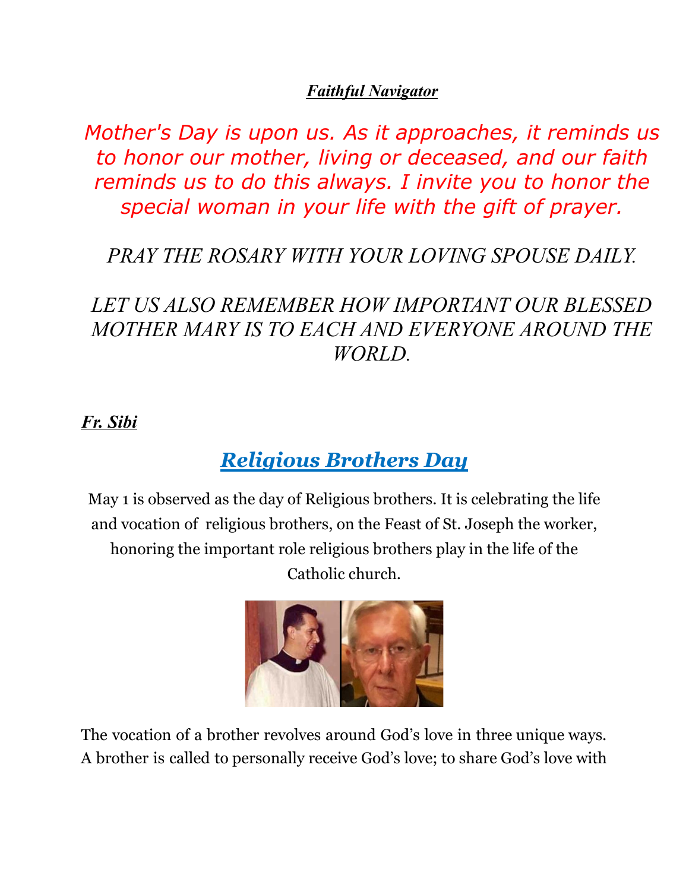***Faithful Navigator***

*Mother's Day is upon us. As it approaches, it reminds us to honor our mother, living or deceased, and our faith reminds us to do this always. I invite you to honor the special woman in your life with the gift of prayer.*

*PRAY THE ROSARY WITH YOUR LOVING SPOUSE DAILY.*

*LET US ALSO REMEMBER HOW IMPORTANT OUR BLESSED MOTHER MARY IS TO EACH AND EVERYONE AROUND THE WORLD.*

***Fr. Sibi***

## *Religious Brothers Day*

May 1 is observed as the day of Religious brothers. It is celebrating the life and vocation of religious brothers, on the Feast of St. Joseph the worker, honoring the important role religious brothers play in the life of the Catholic church.

The vocation of a brother revolves around God's love in three unique ways. A brother is called to personally receive God's love; to share God's love with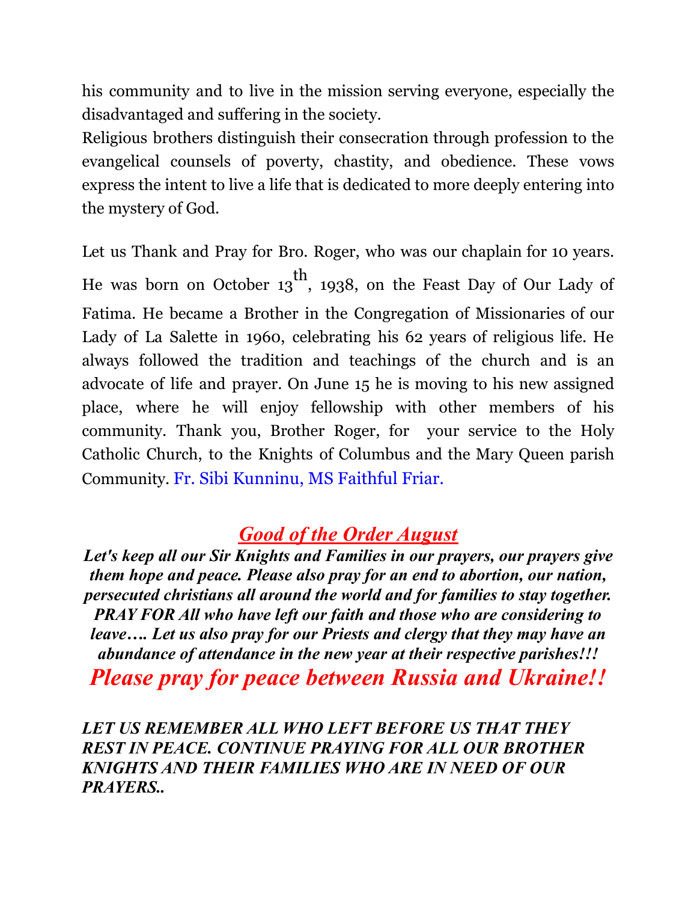his community and to live in the mission serving everyone, especially the disadvantaged and suffering in the society.

Religious brothers distinguish their consecration through profession to the evangelical counsels of poverty, chastity, and obedience. These vows express the intent to live a life that is dedicated to more deeply entering into the mystery of God.

Let us Thank and Pray for Bro. Roger, who was our chaplain for 10 years. He was born on October 13th, 1938, on the Feast Day of Our Lady of Fatima. He became a Brother in the Congregation of Missionaries of our Lady of La Salette in 1960, celebrating his 62 years of religious life. He always followed the tradition and teachings of the church and is an advocate of life and prayer. On June 15 he is moving to his new assigned place, where he will enjoy fellowship with other members of his community. Thank you, Brother Roger, for your service to the Holy Catholic Church, to the Knights of Columbus and the Mary Queen parish Community. Fr. Sibi Kunninu, MS Faithful Friar.

## ***Good of the Order August***

***Let's keep all our Sir Knights and Families in our prayers, our prayers give them hope and peace. Please also pray for an end to abortion, our nation, persecuted christians all around the world and for families to stay together. PRAY FOR All who have left our faith and those who are considering to leave…. Let us also pray for our Priests and clergy that they may have an abundance of attendance in the new year at their respective parishes!!!***

***Please pray for peace between Russia and Ukraine!!***

***LET US REMEMBER ALL WHO LEFT BEFORE US THAT THEY REST IN PEACE. CONTINUE PRAYING FOR ALL OUR BROTHER KNIGHTS AND THEIR FAMILIES WHO ARE IN NEED OF OUR PRAYERS..***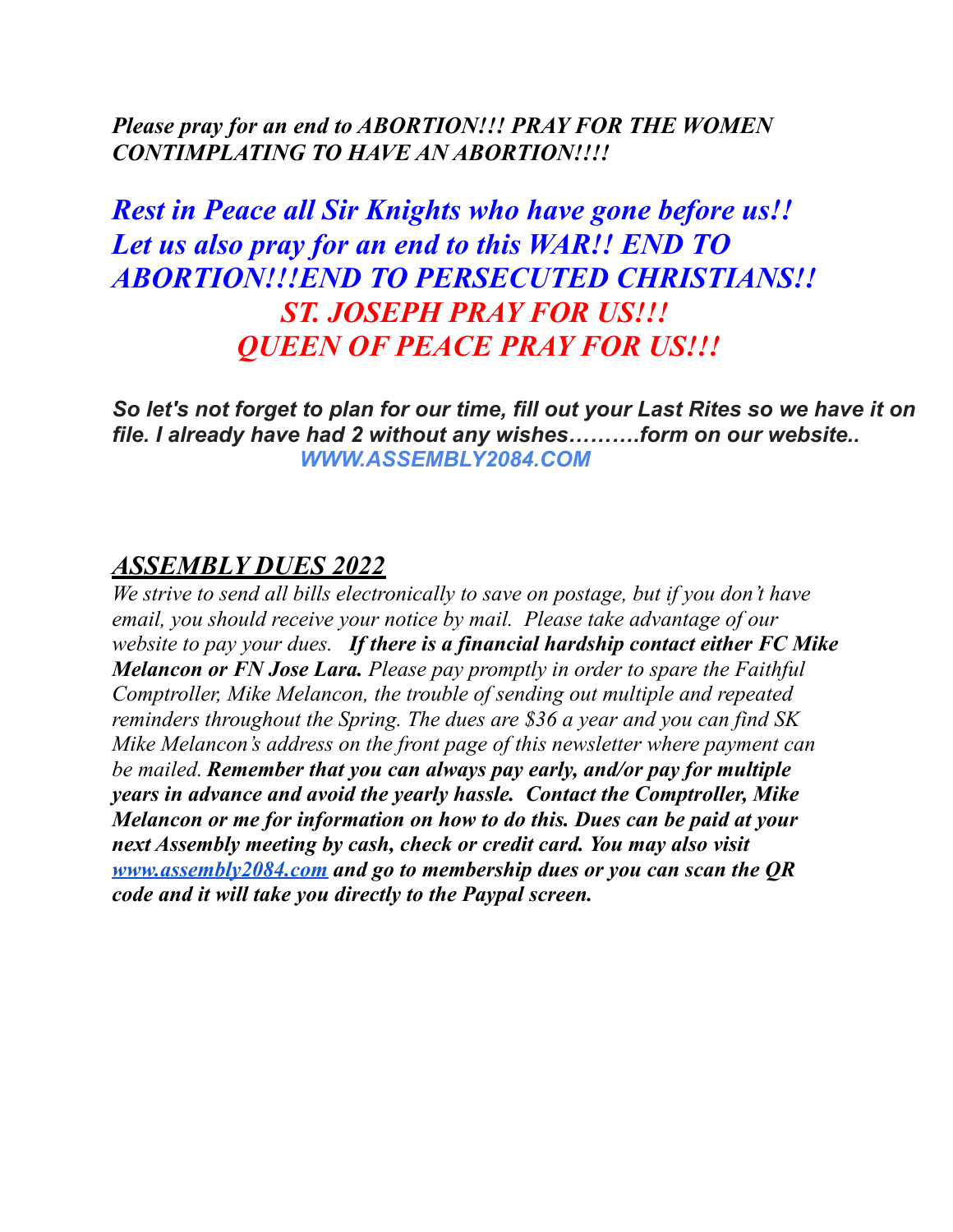*Please pray for an end to ABORTION!!! PRAY FOR THE WOMEN CONTIMPLATING TO HAVE AN ABORTION!!!!*

***Rest in Peace all Sir Knights who have gone before us!! Let us also pray for an end to this WAR!! END TO ABORTION!!!END TO PERSECUTED CHRISTIANS!!***

***ST. JOSEPH PRAY FOR US!!!***

***QUEEN OF PEACE PRAY FOR US!!!***

***So let's not forget to plan for our time, fill out your Last Rites so we have it on file. I already have had 2 without any wishes……….form on our website..***

***WWW.ASSEMBLY2084.COM***

## *ASSEMBLY DUES 2022*

*We strive to send all bills electronically to save on postage, but if you don't have email, you should receive your notice by mail. Please take advantage of our website to pay your dues.* ***If there is a financial hardship contact either FC Mike Melancon or FN Jose Lara.*** *Please pay promptly in order to spare the Faithful Comptroller, Mike Melancon, the trouble of sending out multiple and repeated reminders throughout the Spring. The dues are $36 a year and you can find SK Mike Melancon's address on the front page of this newsletter where payment can be mailed.* ***Remember that you can always pay early, and/or pay for multiple years in advance and avoid the yearly hassle. Contact the Comptroller, Mike Melancon or me for information on how to do this. Dues can be paid at your next Assembly meeting by cash, check or credit card. You may also visit [www.assembly2084.com](http://www.assembly2084.com) and go to membership dues or you can scan the QR code and it will take you directly to the Paypal screen.***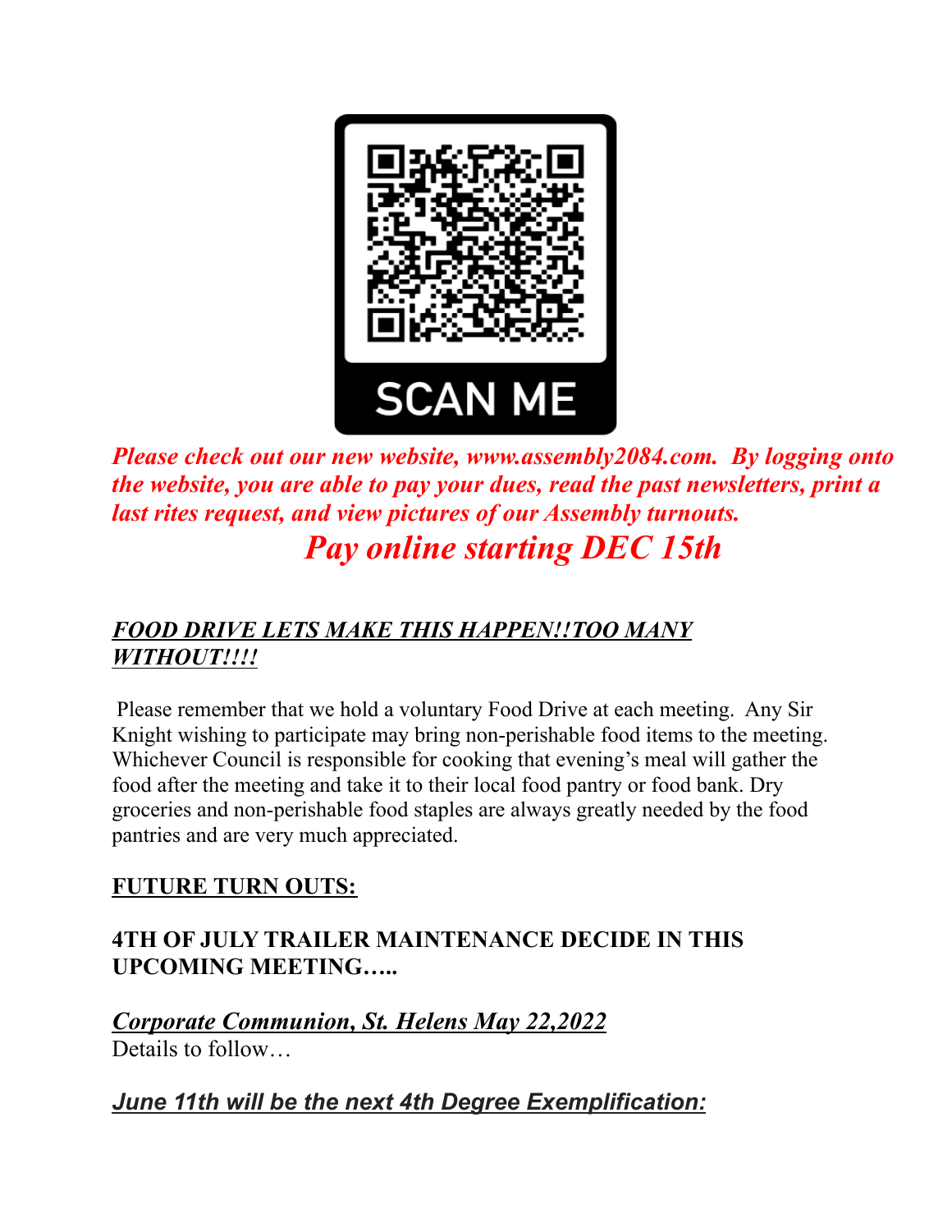SCAN ME

***Please check out our new website, www.assembly2084.com. By logging onto the website, you are able to pay your dues, read the past newsletters, print a last rites request, and view pictures of our Assembly turnouts.***

## *Pay online starting DEC 15th*

***FOOD DRIVE LETS MAKE THIS HAPPEN!!TOO MANY WITHOUT!!!!***

Please remember that we hold a voluntary Food Drive at each meeting. Any Sir Knight wishing to participate may bring non-perishable food items to the meeting. Whichever Council is responsible for cooking that evening's meal will gather the food after the meeting and take it to their local food pantry or food bank. Dry groceries and non-perishable food staples are always greatly needed by the food pantries and are very much appreciated.

**FUTURE TURN OUTS:**

**4TH OF JULY TRAILER MAINTENANCE DECIDE IN THIS UPCOMING MEETING…..**

***Corporate Communion, St. Helens May 22,2022***

Details to follow…

***June 11th will be the next 4th Degree Exemplification:***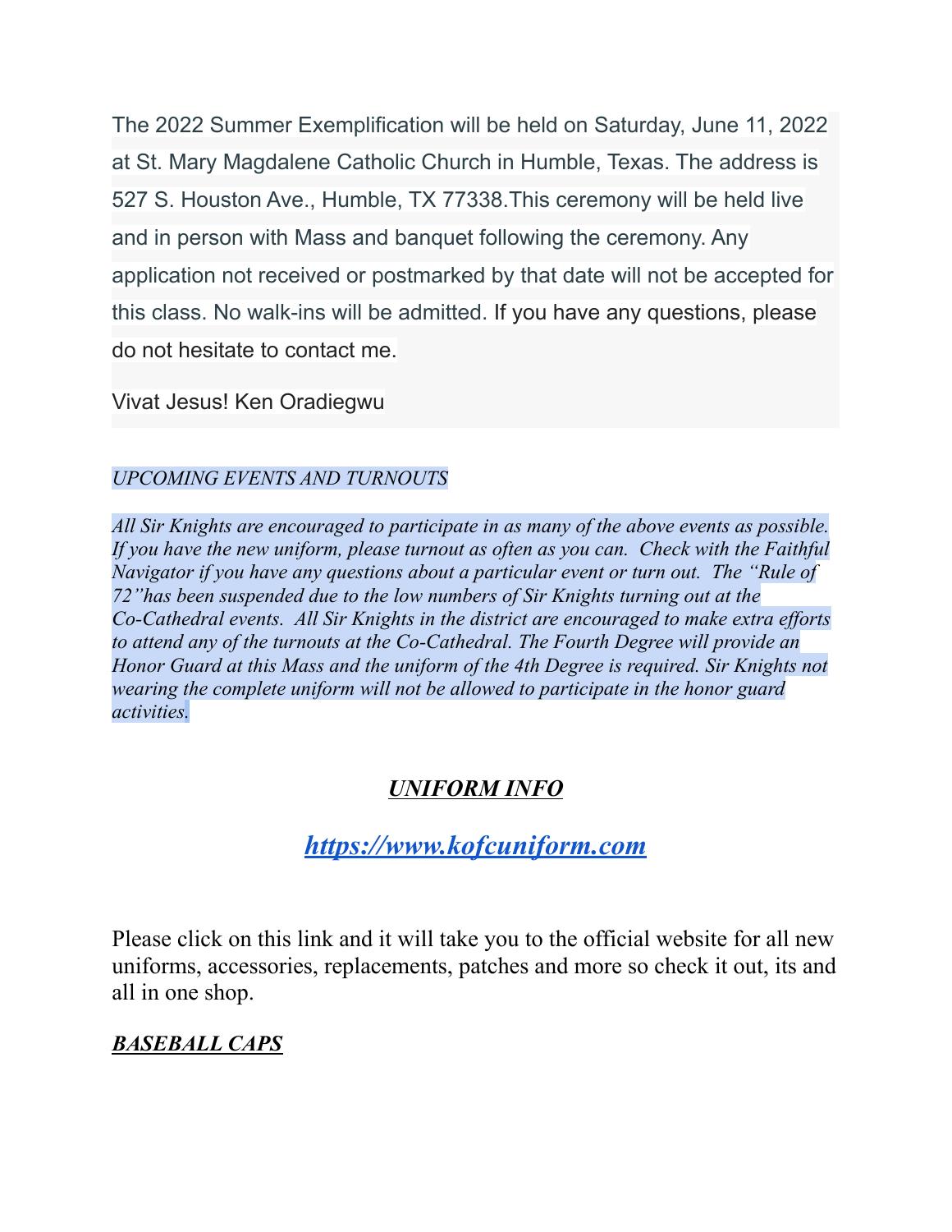The 2022 Summer Exemplification will be held on Saturday, June 11, 2022 at St. Mary Magdalene Catholic Church in Humble, Texas. The address is 527 S. Houston Ave., Humble, TX 77338.This ceremony will be held live and in person with Mass and banquet following the ceremony. Any application not received or postmarked by that date will not be accepted for this class. No walk-ins will be admitted. If you have any questions, please do not hesitate to contact me.

Vivat Jesus! Ken Oradiegwu

*UPCOMING EVENTS AND TURNOUTS*

*All Sir Knights are encouraged to participate in as many of the above events as possible. If you have the new uniform, please turnout as often as you can. Check with the Faithful Navigator if you have any questions about a particular event or turn out. The "Rule of 72"has been suspended due to the low numbers of Sir Knights turning out at the Co-Cathedral events. All Sir Knights in the district are encouraged to make extra efforts to attend any of the turnouts at the Co-Cathedral. The Fourth Degree will provide an Honor Guard at this Mass and the uniform of the 4th Degree is required. Sir Knights not wearing the complete uniform will not be allowed to participate in the honor guard activities.*

## ***UNIFORM INFO***

## ***https://www.kofcuniform.com***

Please click on this link and it will take you to the official website for all new uniforms, accessories, replacements, patches and more so check it out, its and all in one shop.

***BASEBALL CAPS***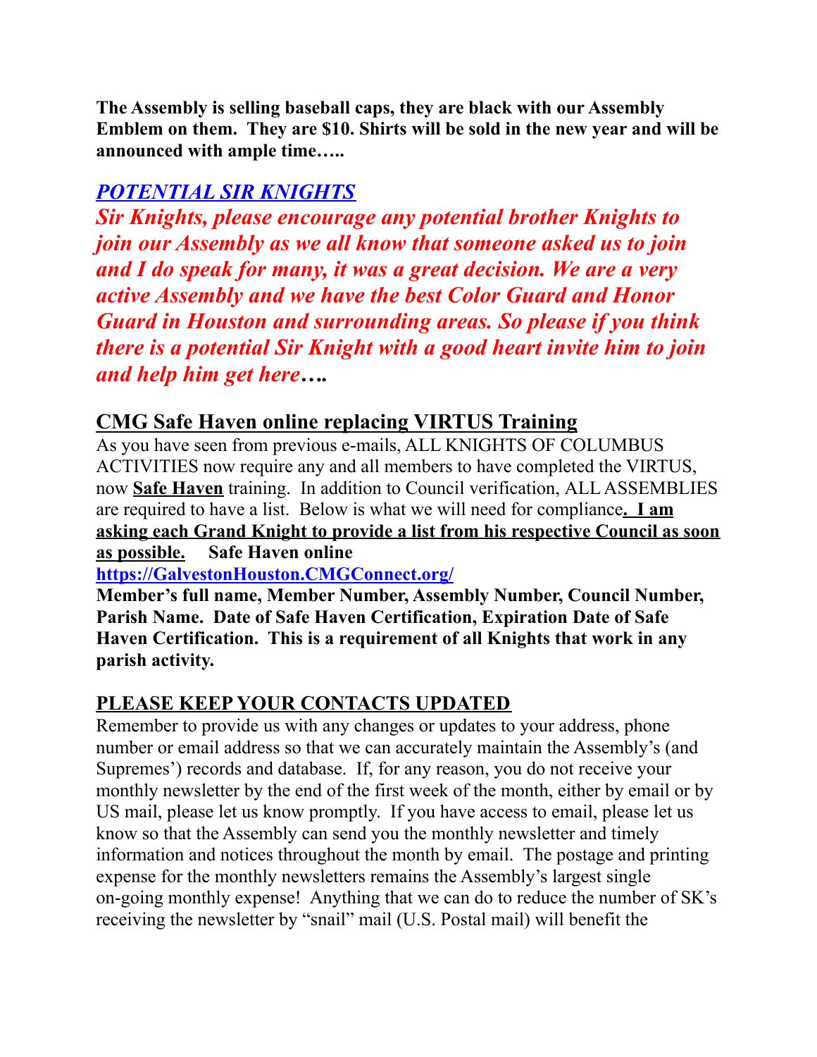**The Assembly is selling baseball caps, they are black with our Assembly Emblem on them. They are $10. Shirts will be sold in the new year and will be announced with ample time…..**

## ***POTENTIAL SIR KNIGHTS***

***Sir Knights, please encourage any potential brother Knights to join our Assembly as we all know that someone asked us to join and I do speak for many, it was a great decision. We are a very active Assembly and we have the best Color Guard and Honor Guard in Houston and surrounding areas. So please if you think there is a potential Sir Knight with a good heart invite him to join and help him get here….***

## **CMG Safe Haven online replacing VIRTUS Training**

As you have seen from previous e-mails, ALL KNIGHTS OF COLUMBUS ACTIVITIES now require any and all members to have completed the VIRTUS, now **Safe Haven** training. In addition to Council verification, ALL ASSEMBLIES are required to have a list. Below is what we will need for compliance**. I am asking each Grand Knight to provide a list from his respective Council as soon as possible.** **Safe Haven online**

**https://GalvestonHouston.CMGConnect.org/**

**Member's full name, Member Number, Assembly Number, Council Number, Parish Name. Date of Safe Haven Certification, Expiration Date of Safe Haven Certification. This is a requirement of all Knights that work in any parish activity.**

## **PLEASE KEEP YOUR CONTACTS UPDATED**

Remember to provide us with any changes or updates to your address, phone number or email address so that we can accurately maintain the Assembly's (and Supremes') records and database. If, for any reason, you do not receive your monthly newsletter by the end of the first week of the month, either by email or by US mail, please let us know promptly. If you have access to email, please let us know so that the Assembly can send you the monthly newsletter and timely information and notices throughout the month by email. The postage and printing expense for the monthly newsletters remains the Assembly's largest single on-going monthly expense! Anything that we can do to reduce the number of SK's receiving the newsletter by "snail" mail (U.S. Postal mail) will benefit the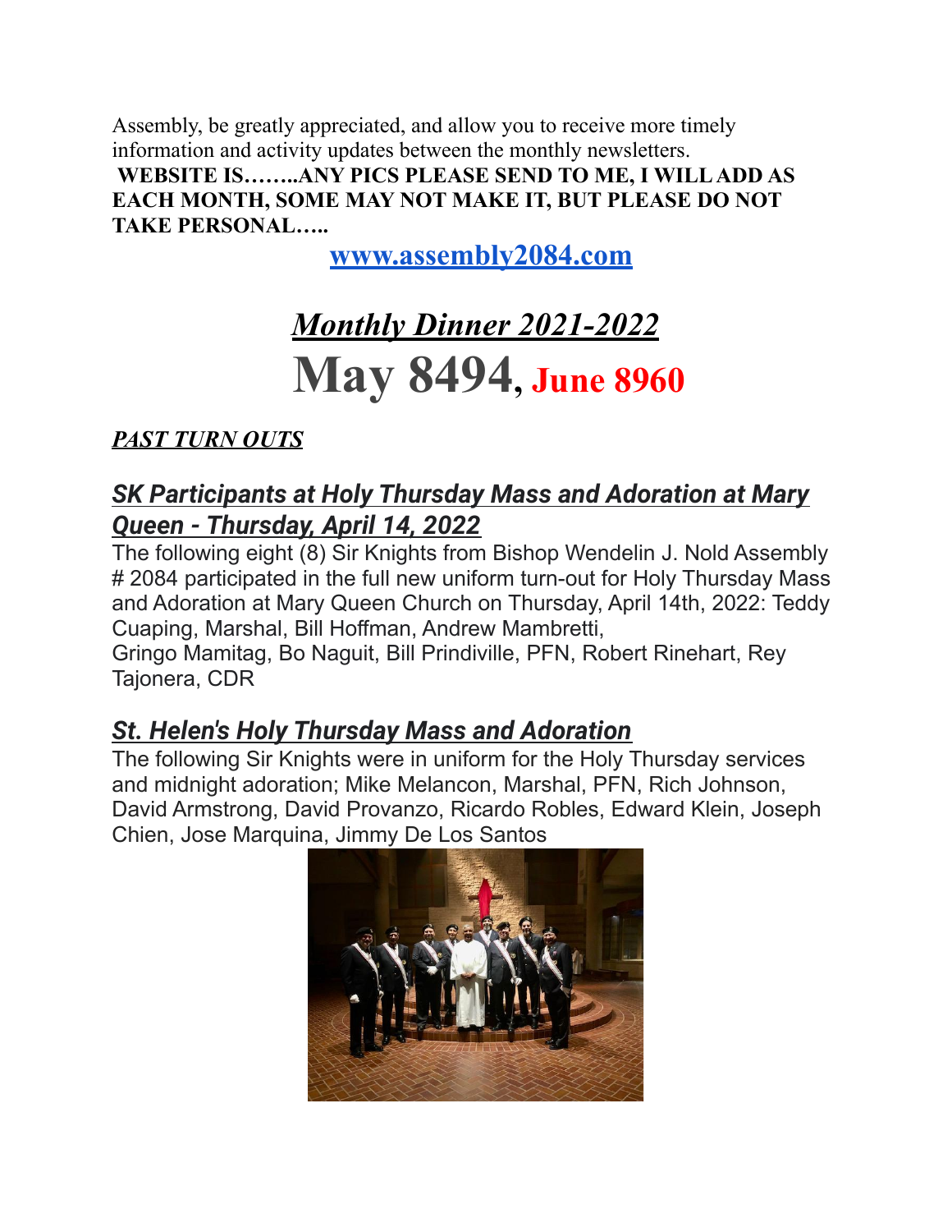Assembly, be greatly appreciated, and allow you to receive more timely information and activity updates between the monthly newsletters.

**WEBSITE IS……..ANY PICS PLEASE SEND TO ME, I WILL ADD AS EACH MONTH, SOME MAY NOT MAKE IT, BUT PLEASE DO NOT TAKE PERSONAL…..**

**[www.assembly2084.com](http://www.assembly2084.com)**

# *Monthly Dinner 2021-2022*

# May 8494, June 8960

***PAST TURN OUTS***

## *SK Participants at Holy Thursday Mass and Adoration at Mary Queen - Thursday, April 14, 2022*

The following eight (8) Sir Knights from Bishop Wendelin J. Nold Assembly # 2084 participated in the full new uniform turn-out for Holy Thursday Mass and Adoration at Mary Queen Church on Thursday, April 14th, 2022: Teddy Cuaping, Marshal, Bill Hoffman, Andrew Mambretti, Gringo Mamitag, Bo Naguit, Bill Prindiville, PFN, Robert Rinehart, Rey Tajonera, CDR

## *St. Helen's Holy Thursday Mass and Adoration*

The following Sir Knights were in uniform for the Holy Thursday services and midnight adoration; Mike Melancon, Marshal, PFN, Rich Johnson, David Armstrong, David Provanzo, Ricardo Robles, Edward Klein, Joseph Chien, Jose Marquina, Jimmy De Los Santos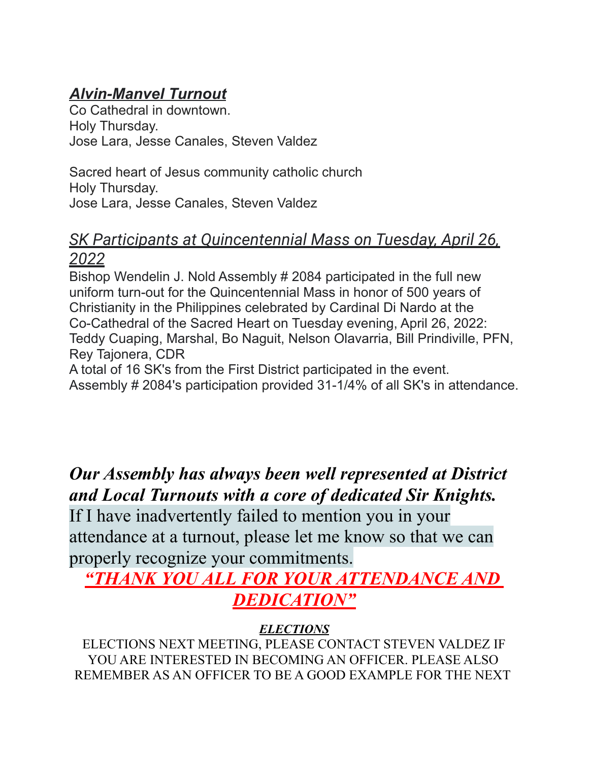### ***Alvin-Manvel Turnout***

Co Cathedral in downtown.
Holy Thursday.
Jose Lara, Jesse Canales, Steven Valdez

Sacred heart of Jesus community catholic church
Holy Thursday.
Jose Lara, Jesse Canales, Steven Valdez

### *SK Participants at Quincentennial Mass on Tuesday, April 26, 2022*

Bishop Wendelin J. Nold Assembly # 2084 participated in the full new uniform turn-out for the Quincentennial Mass in honor of 500 years of Christianity in the Philippines celebrated by Cardinal Di Nardo at the Co-Cathedral of the Sacred Heart on Tuesday evening, April 26, 2022: Teddy Cuaping, Marshal, Bo Naguit, Nelson Olavarria, Bill Prindiville, PFN, Rey Tajonera, CDR
A total of 16 SK's from the First District participated in the event.
Assembly # 2084's participation provided 31-1/4% of all SK's in attendance.

***Our Assembly has always been well represented at District and Local Turnouts with a core of dedicated Sir Knights.***
If I have inadvertently failed to mention you in your attendance at a turnout, please let me know so that we can properly recognize your commitments.

***"THANK YOU ALL FOR YOUR ATTENDANCE AND DEDICATION"***

***ELECTIONS***

ELECTIONS NEXT MEETING, PLEASE CONTACT STEVEN VALDEZ IF YOU ARE INTERESTED IN BECOMING AN OFFICER. PLEASE ALSO REMEMBER AS AN OFFICER TO BE A GOOD EXAMPLE FOR THE NEXT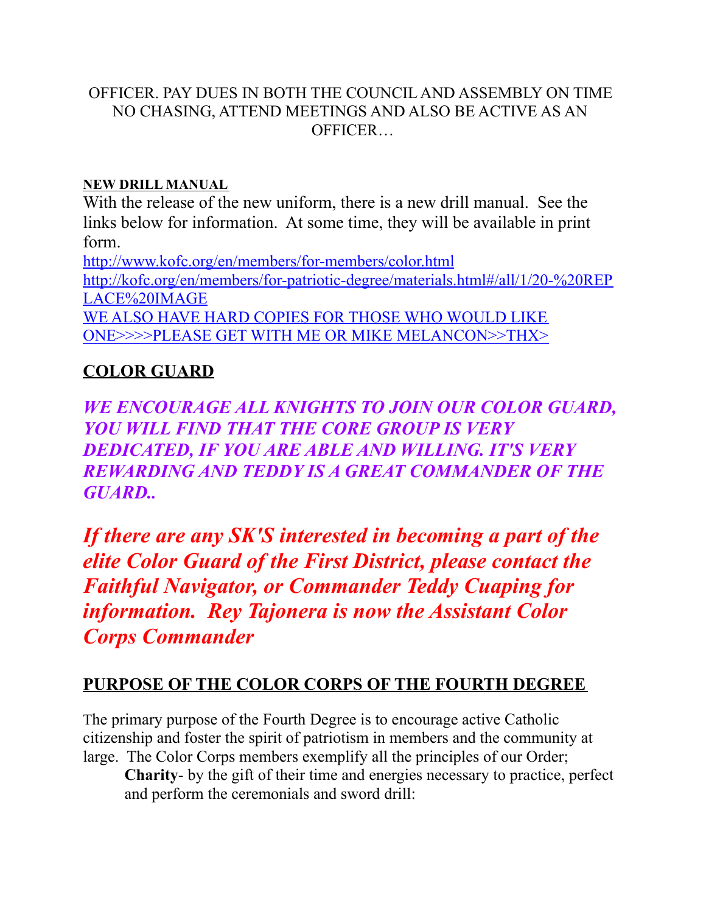OFFICER. PAY DUES IN BOTH THE COUNCIL AND ASSEMBLY ON TIME NO CHASING, ATTEND MEETINGS AND ALSO BE ACTIVE AS AN OFFICER…

**NEW DRILL MANUAL**

With the release of the new uniform, there is a new drill manual. See the links below for information. At some time, they will be available in print form.

http://www.kofc.org/en/members/for-members/color.html

http://kofc.org/en/members/for-patriotic-degree/materials.html#/all/1/20-%20REPLACE%20IMAGE

WE ALSO HAVE HARD COPIES FOR THOSE WHO WOULD LIKE ONE>>>>PLEASE GET WITH ME OR MIKE MELANCON>>THX>

## COLOR GUARD

***WE ENCOURAGE ALL KNIGHTS TO JOIN OUR COLOR GUARD, YOU WILL FIND THAT THE CORE GROUP IS VERY DEDICATED, IF YOU ARE ABLE AND WILLING. IT'S VERY REWARDING AND TEDDY IS A GREAT COMMANDER OF THE GUARD..***

***If there are any SK'S interested in becoming a part of the elite Color Guard of the First District, please contact the Faithful Navigator, or Commander Teddy Cuaping for information. Rey Tajonera is now the Assistant Color Corps Commander***

## PURPOSE OF THE COLOR CORPS OF THE FOURTH DEGREE

The primary purpose of the Fourth Degree is to encourage active Catholic citizenship and foster the spirit of patriotism in members and the community at large. The Color Corps members exemplify all the principles of our Order;

**Charity**- by the gift of their time and energies necessary to practice, perfect and perform the ceremonials and sword drill: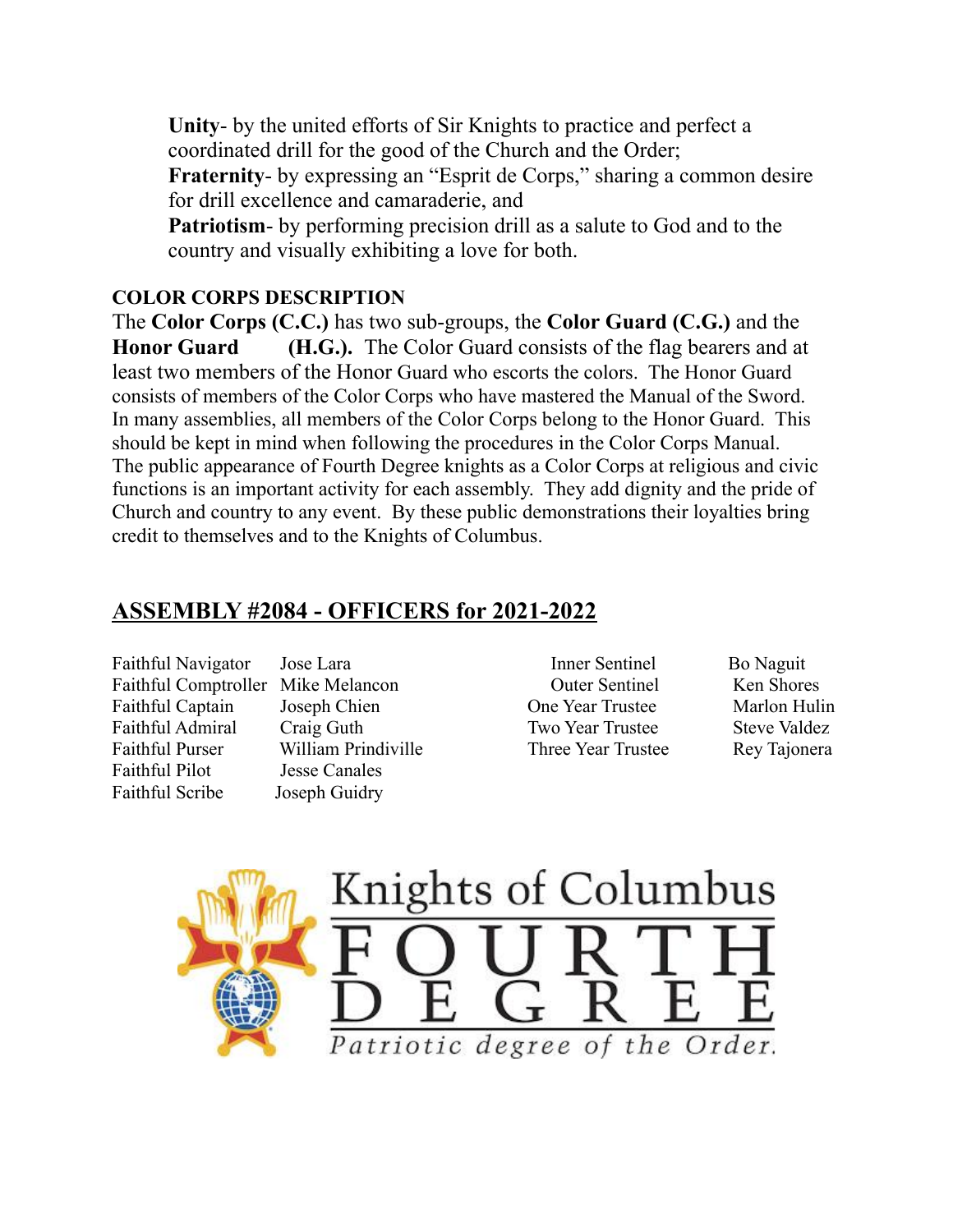**Unity**- by the united efforts of Sir Knights to practice and perfect a coordinated drill for the good of the Church and the Order;
**Fraternity**- by expressing an "Esprit de Corps," sharing a common desire for drill excellence and camaraderie, and
**Patriotism**- by performing precision drill as a salute to God and to the country and visually exhibiting a love for both.

**COLOR CORPS DESCRIPTION**

The **Color Corps (C.C.)** has two sub-groups, the **Color Guard (C.G.)** and the **Honor Guard (H.G.).** The Color Guard consists of the flag bearers and at least two members of the Honor Guard who escorts the colors. The Honor Guard consists of members of the Color Corps who have mastered the Manual of the Sword. In many assemblies, all members of the Color Corps belong to the Honor Guard. This should be kept in mind when following the procedures in the Color Corps Manual. The public appearance of Fourth Degree knights as a Color Corps at religious and civic functions is an important activity for each assembly. They add dignity and the pride of Church and country to any event. By these public demonstrations their loyalties bring credit to themselves and to the Knights of Columbus.

## ASSEMBLY #2084 - OFFICERS for 2021-2022

| Office | Name |
|---|---|
| Faithful Navigator | Jose Lara |
| Faithful Comptroller | Mike Melancon |
| Faithful Captain | Joseph Chien |
| Faithful Admiral | Craig Guth |
| Faithful Purser | William Prindiville |
| Faithful Pilot | Jesse Canales |
| Faithful Scribe | Joseph Guidry |
| Inner Sentinel | Bo Naguit |
| Outer Sentinel | Ken Shores |
| One Year Trustee | Marlon Hulin |
| Two Year Trustee | Steve Valdez |
| Three Year Trustee | Rey Tajonera |

Knights of Columbus
FOURTH DEGREE
*Patriotic degree of the Order.*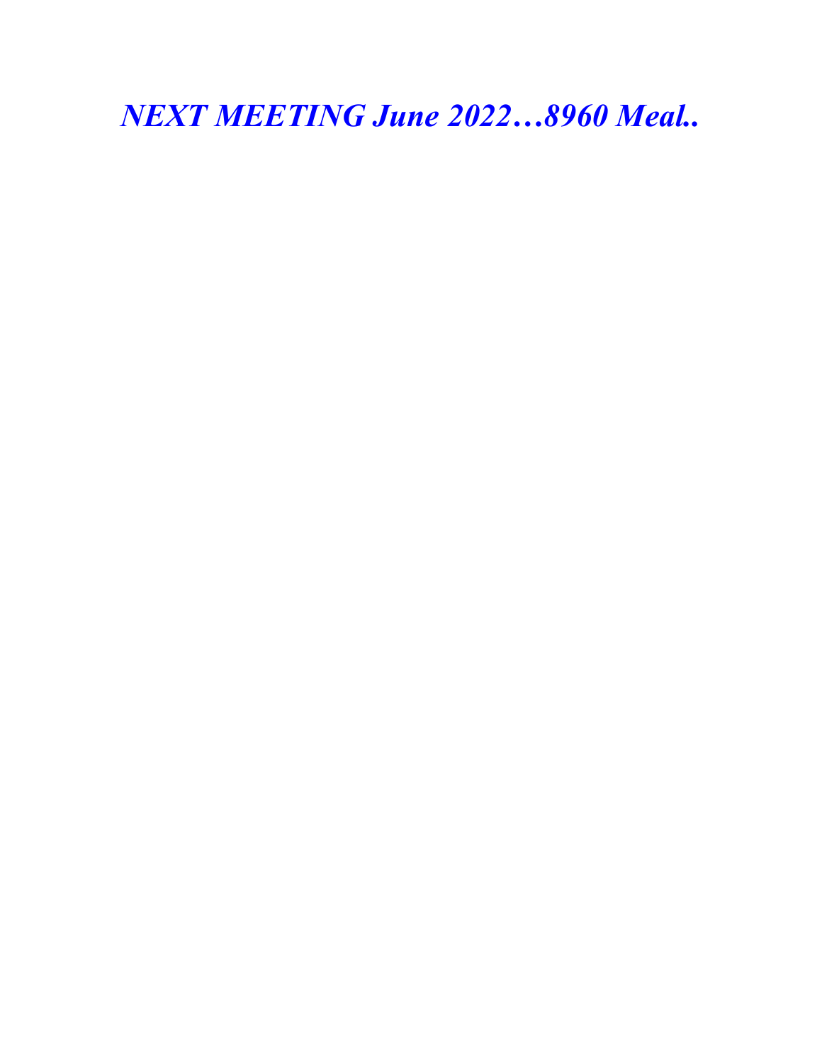***NEXT MEETING June 2022…8960 Meal..***